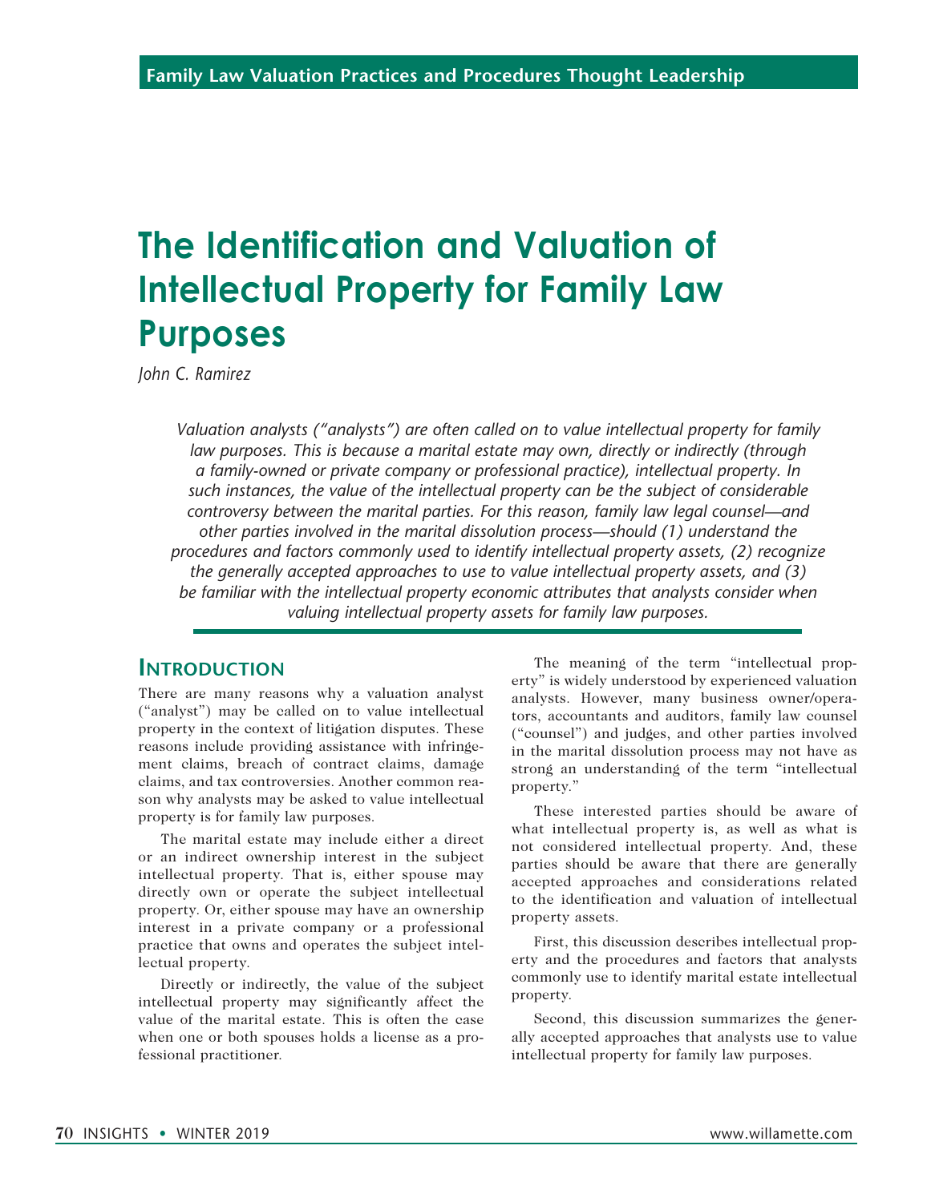# The Identification and Valuation of Intellectual Property for Family Law Purposes

*John C. Ramirez*

*Valuation analysts ("analysts") are often called on to value intellectual property for family law purposes. This is because a marital estate may own, directly or indirectly (through a family-owned or private company or professional practice), intellectual property. In such instances, the value of the intellectual property can be the subject of considerable controversy between the marital parties. For this reason, family law legal counsel—and other parties involved in the marital dissolution process—should (1) understand the procedures and factors commonly used to identify intellectual property assets, (2) recognize the generally accepted approaches to use to value intellectual property assets, and (3) be familiar with the intellectual property economic attributes that analysts consider when valuing intellectual property assets for family law purposes.*

## Introduction

There are many reasons why a valuation analyst ("analyst") may be called on to value intellectual property in the context of litigation disputes. These reasons include providing assistance with infringement claims, breach of contract claims, damage claims, and tax controversies. Another common reason why analysts may be asked to value intellectual property is for family law purposes.

The marital estate may include either a direct or an indirect ownership interest in the subject intellectual property. That is, either spouse may directly own or operate the subject intellectual property. Or, either spouse may have an ownership interest in a private company or a professional practice that owns and operates the subject intellectual property.

Directly or indirectly, the value of the subject intellectual property may significantly affect the value of the marital estate. This is often the case when one or both spouses holds a license as a professional practitioner.

The meaning of the term "intellectual property" is widely understood by experienced valuation analysts. However, many business owner/operators, accountants and auditors, family law counsel ("counsel") and judges, and other parties involved in the marital dissolution process may not have as strong an understanding of the term "intellectual property."

These interested parties should be aware of what intellectual property is, as well as what is not considered intellectual property. And, these parties should be aware that there are generally accepted approaches and considerations related to the identification and valuation of intellectual property assets.

First, this discussion describes intellectual property and the procedures and factors that analysts commonly use to identify marital estate intellectual property.

Second, this discussion summarizes the generally accepted approaches that analysts use to value intellectual property for family law purposes.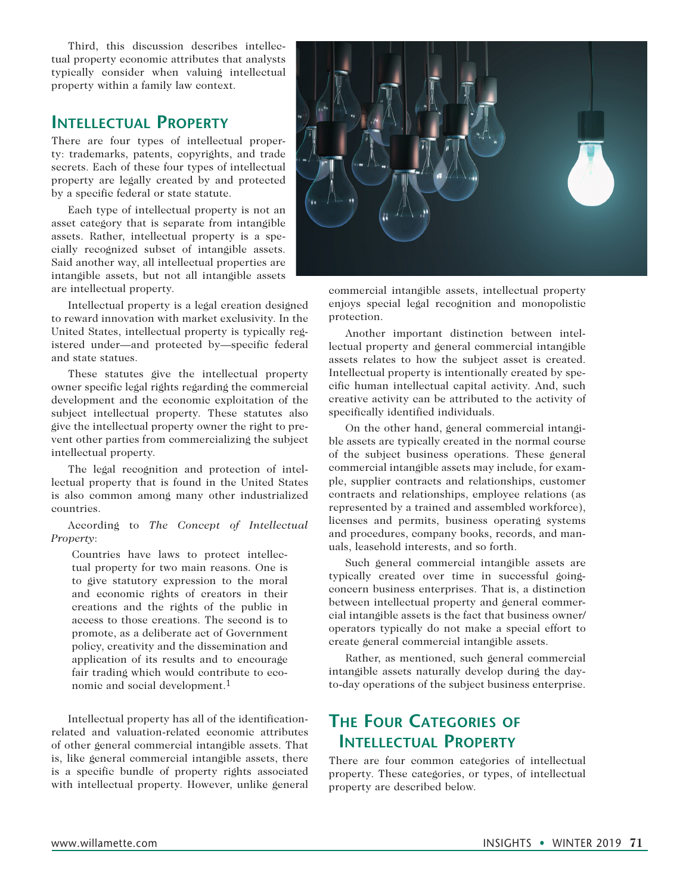Third, this discussion describes intellectual property economic attributes that analysts typically consider when valuing intellectual property within a family law context.

## Intellectual Property

There are four types of intellectual property: trademarks, patents, copyrights, and trade secrets. Each of these four types of intellectual property are legally created by and protected by a specific federal or state statute.

Each type of intellectual property is not an asset category that is separate from intangible assets. Rather, intellectual property is a specially recognized subset of intangible assets. Said another way, all intellectual properties are intangible assets, but not all intangible assets are intellectual property.

Intellectual property is a legal creation designed to reward innovation with market exclusivity. In the United States, intellectual property is typically registered under—and protected by—specific federal and state statues.

These statutes give the intellectual property owner specific legal rights regarding the commercial development and the economic exploitation of the subject intellectual property. These statutes also give the intellectual property owner the right to prevent other parties from commercializing the subject intellectual property.

The legal recognition and protection of intellectual property that is found in the United States is also common among many other industrialized countries.

According to *The Concept of Intellectual Property*:

> Countries have laws to protect intellectual property for two main reasons. One is to give statutory expression to the moral and economic rights of creators in their creations and the rights of the public in access to those creations. The second is to promote, as a deliberate act of Government policy, creativity and the dissemination and application of its results and to encourage fair trading which would contribute to economic and social development.[1]

Intellectual property has all of the identification-related and valuation-related economic attributes of other general commercial intangible assets. That is, like general commercial intangible assets, there is a specific bundle of property rights associated with intellectual property. However, unlike general commercial intangible assets, intellectual property enjoys special legal recognition and monopolistic protection.

Another important distinction between intellectual property and general commercial intangible assets relates to how the subject asset is created. Intellectual property is intentionally created by specific human intellectual capital activity. And, such creative activity can be attributed to the activity of specifically identified individuals.

On the other hand, general commercial intangible assets are typically created in the normal course of the subject business operations. These general commercial intangible assets may include, for example, supplier contracts and relationships, customer contracts and relationships, employee relations (as represented by a trained and assembled workforce), licenses and permits, business operating systems and procedures, company books, records, and manuals, leasehold interests, and so forth.

Such general commercial intangible assets are typically created over time in successful going-concern business enterprises. That is, a distinction between intellectual property and general commercial intangible assets is the fact that business owner/operators typically do not make a special effort to create general commercial intangible assets.

Rather, as mentioned, such general commercial intangible assets naturally develop during the day-to-day operations of the subject business enterprise.

## The Four Categories of Intellectual Property

There are four common categories of intellectual property. These categories, or types, of intellectual property are described below.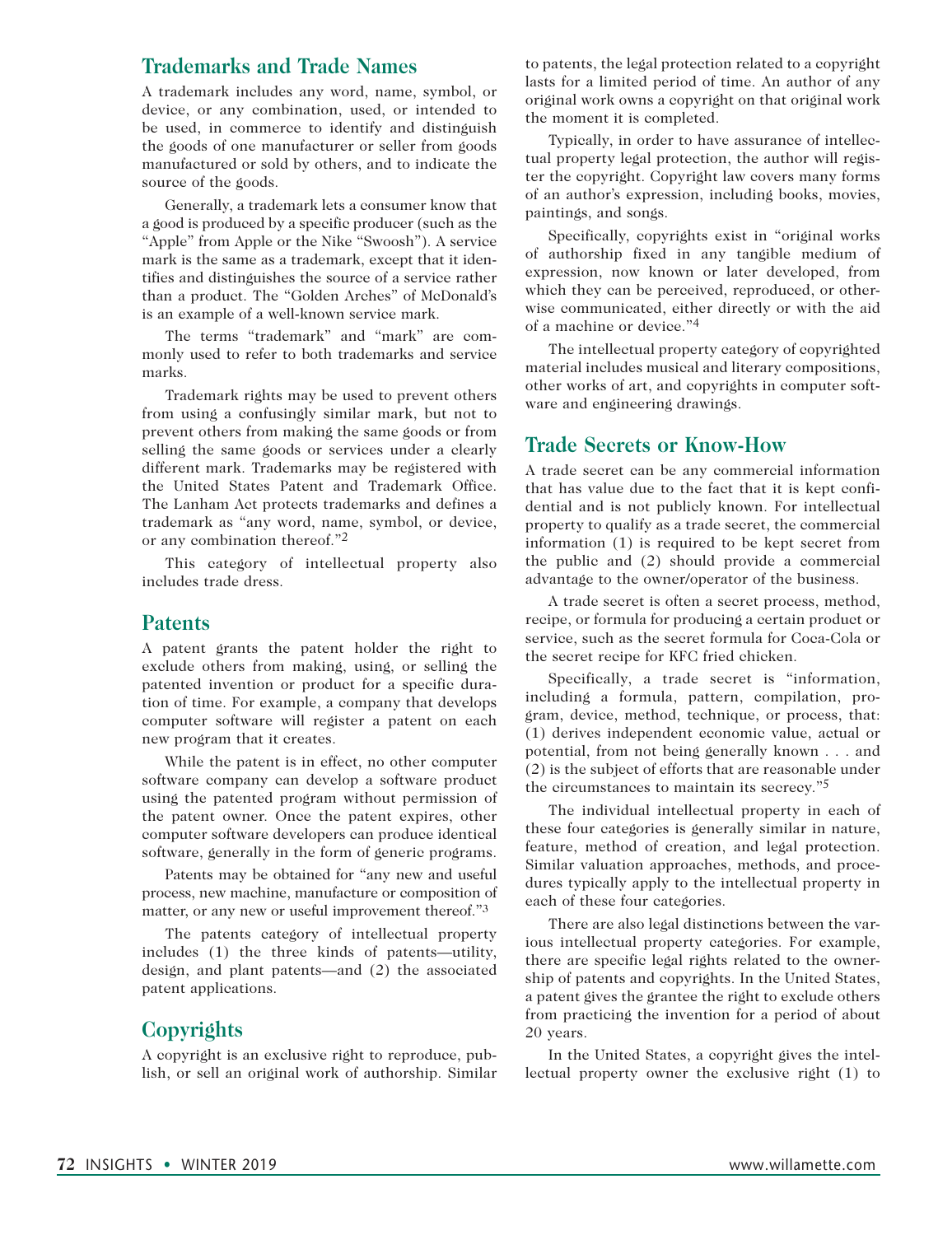## Trademarks and Trade Names

A trademark includes any word, name, symbol, or device, or any combination, used, or intended to be used, in commerce to identify and distinguish the goods of one manufacturer or seller from goods manufactured or sold by others, and to indicate the source of the goods.

Generally, a trademark lets a consumer know that a good is produced by a specific producer (such as the "Apple" from Apple or the Nike "Swoosh"). A service mark is the same as a trademark, except that it identifies and distinguishes the source of a service rather than a product. The "Golden Arches" of McDonald's is an example of a well-known service mark.

The terms "trademark" and "mark" are commonly used to refer to both trademarks and service marks.

Trademark rights may be used to prevent others from using a confusingly similar mark, but not to prevent others from making the same goods or from selling the same goods or services under a clearly different mark. Trademarks may be registered with the United States Patent and Trademark Office. The Lanham Act protects trademarks and defines a trademark as "any word, name, symbol, or device, or any combination thereof."[2]

This category of intellectual property also includes trade dress.

## Patents

A patent grants the patent holder the right to exclude others from making, using, or selling the patented invention or product for a specific duration of time. For example, a company that develops computer software will register a patent on each new program that it creates.

While the patent is in effect, no other computer software company can develop a software product using the patented program without permission of the patent owner. Once the patent expires, other computer software developers can produce identical software, generally in the form of generic programs.

Patents may be obtained for "any new and useful process, new machine, manufacture or composition of matter, or any new or useful improvement thereof."[3]

The patents category of intellectual property includes (1) the three kinds of patents—utility, design, and plant patents—and (2) the associated patent applications.

## Copyrights

A copyright is an exclusive right to reproduce, publish, or sell an original work of authorship. Similar to patents, the legal protection related to a copyright lasts for a limited period of time. An author of any original work owns a copyright on that original work the moment it is completed.

Typically, in order to have assurance of intellectual property legal protection, the author will register the copyright. Copyright law covers many forms of an author's expression, including books, movies, paintings, and songs.

Specifically, copyrights exist in "original works of authorship fixed in any tangible medium of expression, now known or later developed, from which they can be perceived, reproduced, or otherwise communicated, either directly or with the aid of a machine or device."[4]

The intellectual property category of copyrighted material includes musical and literary compositions, other works of art, and copyrights in computer software and engineering drawings.

## Trade Secrets or Know-How

A trade secret can be any commercial information that has value due to the fact that it is kept confidential and is not publicly known. For intellectual property to qualify as a trade secret, the commercial information (1) is required to be kept secret from the public and (2) should provide a commercial advantage to the owner/operator of the business.

A trade secret is often a secret process, method, recipe, or formula for producing a certain product or service, such as the secret formula for Coca-Cola or the secret recipe for KFC fried chicken.

Specifically, a trade secret is "information, including a formula, pattern, compilation, program, device, method, technique, or process, that: (1) derives independent economic value, actual or potential, from not being generally known . . . and (2) is the subject of efforts that are reasonable under the circumstances to maintain its secrecy."[5]

The individual intellectual property in each of these four categories is generally similar in nature, feature, method of creation, and legal protection. Similar valuation approaches, methods, and procedures typically apply to the intellectual property in each of these four categories.

There are also legal distinctions between the various intellectual property categories. For example, there are specific legal rights related to the ownership of patents and copyrights. In the United States, a patent gives the grantee the right to exclude others from practicing the invention for a period of about 20 years.

In the United States, a copyright gives the intellectual property owner the exclusive right (1) to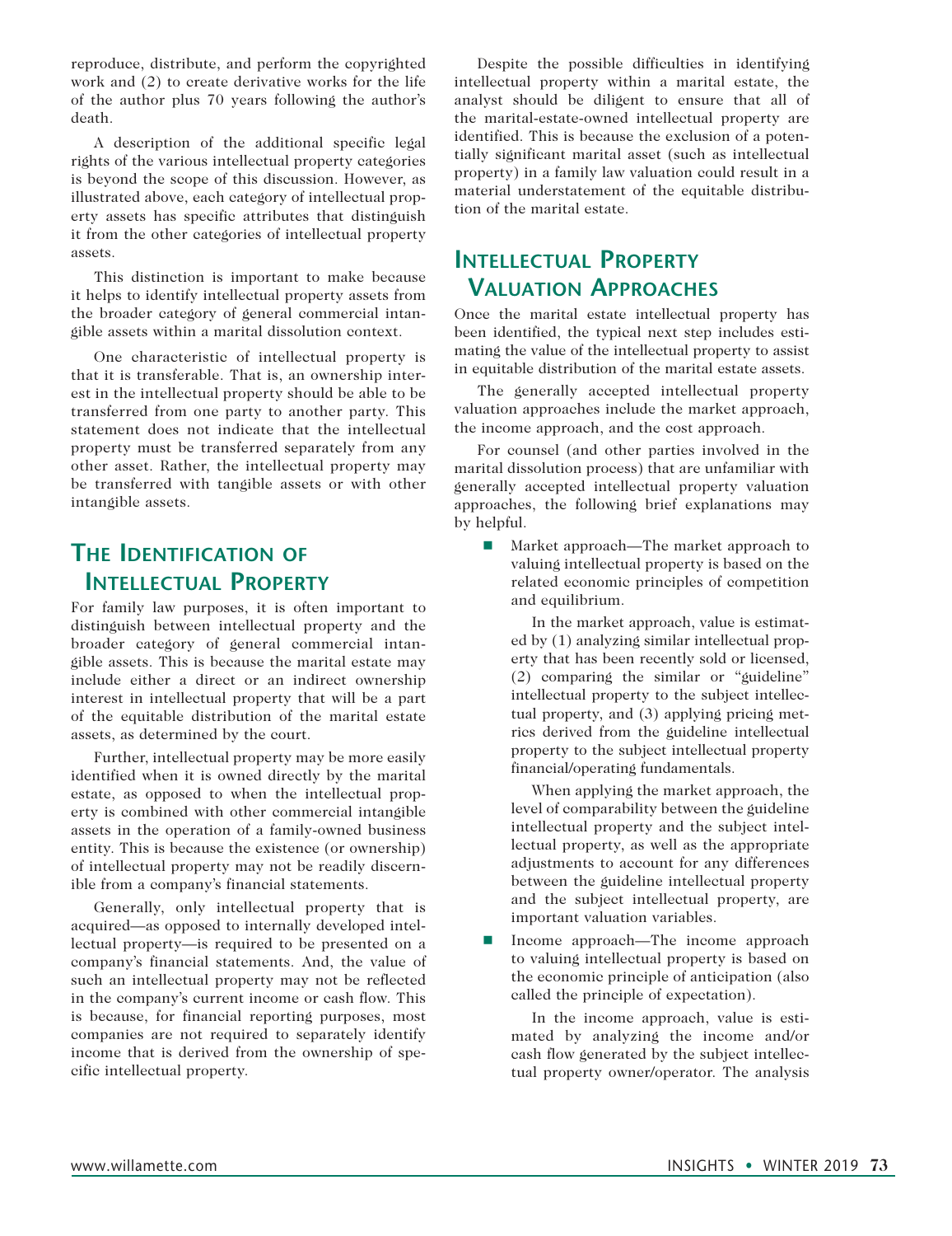reproduce, distribute, and perform the copyrighted work and (2) to create derivative works for the life of the author plus 70 years following the author's death.

A description of the additional specific legal rights of the various intellectual property categories is beyond the scope of this discussion. However, as illustrated above, each category of intellectual property assets has specific attributes that distinguish it from the other categories of intellectual property assets.

This distinction is important to make because it helps to identify intellectual property assets from the broader category of general commercial intangible assets within a marital dissolution context.

One characteristic of intellectual property is that it is transferable. That is, an ownership interest in the intellectual property should be able to be transferred from one party to another party. This statement does not indicate that the intellectual property must be transferred separately from any other asset. Rather, the intellectual property may be transferred with tangible assets or with other intangible assets.

## The Identification of Intellectual Property

For family law purposes, it is often important to distinguish between intellectual property and the broader category of general commercial intangible assets. This is because the marital estate may include either a direct or an indirect ownership interest in intellectual property that will be a part of the equitable distribution of the marital estate assets, as determined by the court.

Further, intellectual property may be more easily identified when it is owned directly by the marital estate, as opposed to when the intellectual property is combined with other commercial intangible assets in the operation of a family-owned business entity. This is because the existence (or ownership) of intellectual property may not be readily discernible from a company's financial statements.

Generally, only intellectual property that is acquired—as opposed to internally developed intellectual property—is required to be presented on a company's financial statements. And, the value of such an intellectual property may not be reflected in the company's current income or cash flow. This is because, for financial reporting purposes, most companies are not required to separately identify income that is derived from the ownership of specific intellectual property.

Despite the possible difficulties in identifying intellectual property within a marital estate, the analyst should be diligent to ensure that all of the marital-estate-owned intellectual property are identified. This is because the exclusion of a potentially significant marital asset (such as intellectual property) in a family law valuation could result in a material understatement of the equitable distribution of the marital estate.

## Intellectual Property Valuation Approaches

Once the marital estate intellectual property has been identified, the typical next step includes estimating the value of the intellectual property to assist in equitable distribution of the marital estate assets.

The generally accepted intellectual property valuation approaches include the market approach, the income approach, and the cost approach.

For counsel (and other parties involved in the marital dissolution process) that are unfamiliar with generally accepted intellectual property valuation approaches, the following brief explanations may by helpful.

- Market approach—The market approach to valuing intellectual property is based on the related economic principles of competition and equilibrium.

  In the market approach, value is estimated by (1) analyzing similar intellectual property that has been recently sold or licensed, (2) comparing the similar or "guideline" intellectual property to the subject intellectual property, and (3) applying pricing metrics derived from the guideline intellectual property to the subject intellectual property financial/operating fundamentals.

  When applying the market approach, the level of comparability between the guideline intellectual property and the subject intellectual property, as well as the appropriate adjustments to account for any differences between the guideline intellectual property and the subject intellectual property, are important valuation variables.

- Income approach—The income approach to valuing intellectual property is based on the economic principle of anticipation (also called the principle of expectation).

  In the income approach, value is estimated by analyzing the income and/or cash flow generated by the subject intellectual property owner/operator. The analysis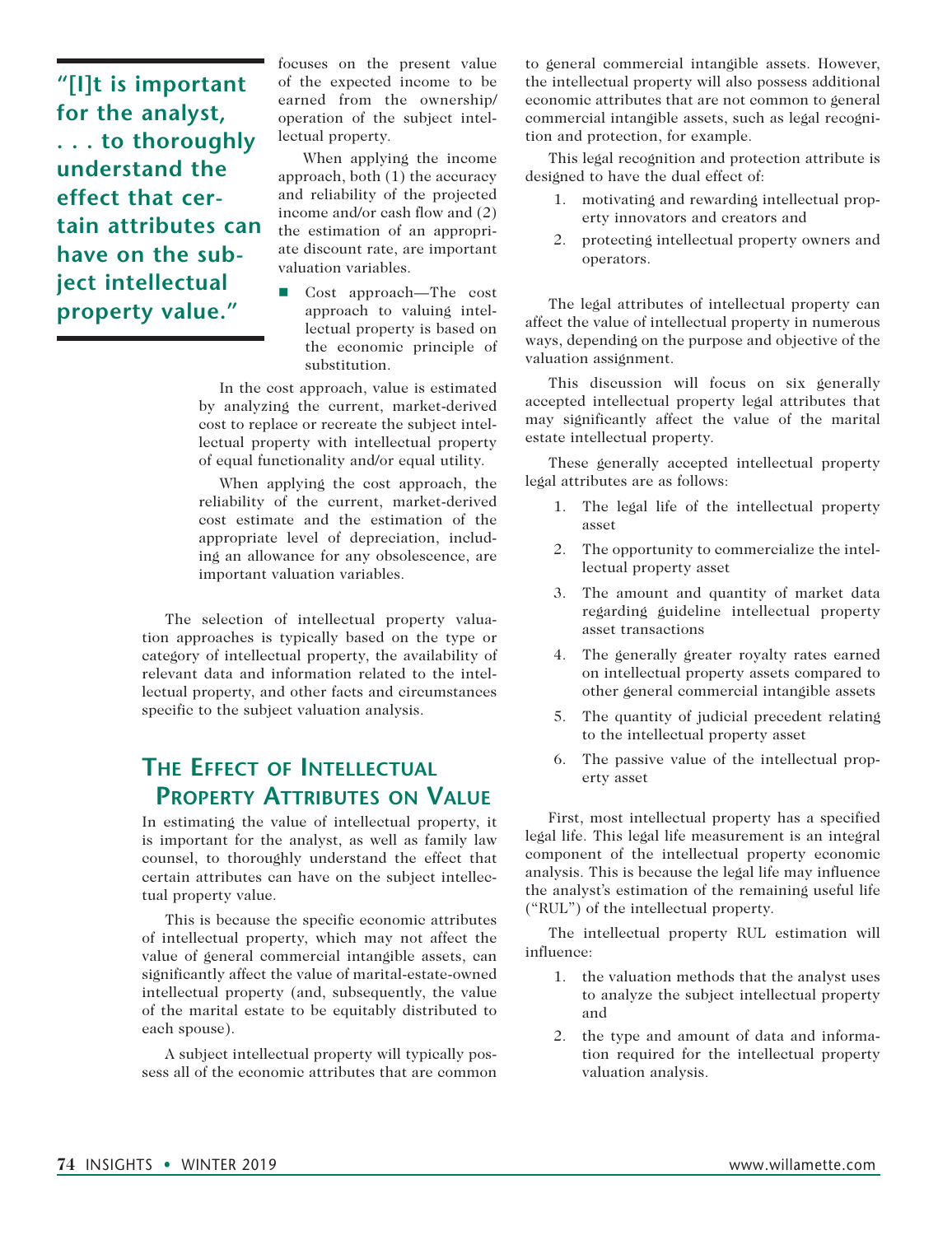focuses on the present value of the expected income to be earned from the ownership/operation of the subject intellectual property.

When applying the income approach, both (1) the accuracy and reliability of the projected income and/or cash flow and (2) the estimation of an appropriate discount rate, are important valuation variables.

- Cost approach—The cost approach to valuing intellectual property is based on the economic principle of substitution.

  In the cost approach, value is estimated by analyzing the current, market-derived cost to replace or recreate the subject intellectual property with intellectual property of equal functionality and/or equal utility.

  When applying the cost approach, the reliability of the current, market-derived cost estimate and the estimation of the appropriate level of depreciation, including an allowance for any obsolescence, are important valuation variables.

The selection of intellectual property valuation approaches is typically based on the type or category of intellectual property, the availability of relevant data and information related to the intellectual property, and other facts and circumstances specific to the subject valuation analysis.

**"[I]t is important for the analyst, . . . to thoroughly understand the effect that certain attributes can have on the subject intellectual property value."**

## The Effect of Intellectual Property Attributes on Value

In estimating the value of intellectual property, it is important for the analyst, as well as family law counsel, to thoroughly understand the effect that certain attributes can have on the subject intellectual property value.

This is because the specific economic attributes of intellectual property, which may not affect the value of general commercial intangible assets, can significantly affect the value of marital-estate-owned intellectual property (and, subsequently, the value of the marital estate to be equitably distributed to each spouse).

A subject intellectual property will typically possess all of the economic attributes that are common to general commercial intangible assets. However, the intellectual property will also possess additional economic attributes that are not common to general commercial intangible assets, such as legal recognition and protection, for example.

This legal recognition and protection attribute is designed to have the dual effect of:

1. motivating and rewarding intellectual property innovators and creators and
2. protecting intellectual property owners and operators.

The legal attributes of intellectual property can affect the value of intellectual property in numerous ways, depending on the purpose and objective of the valuation assignment.

This discussion will focus on six generally accepted intellectual property legal attributes that may significantly affect the value of the marital estate intellectual property.

These generally accepted intellectual property legal attributes are as follows:

1. The legal life of the intellectual property asset
2. The opportunity to commercialize the intellectual property asset
3. The amount and quantity of market data regarding guideline intellectual property asset transactions
4. The generally greater royalty rates earned on intellectual property assets compared to other general commercial intangible assets
5. The quantity of judicial precedent relating to the intellectual property asset
6. The passive value of the intellectual property asset

First, most intellectual property has a specified legal life. This legal life measurement is an integral component of the intellectual property economic analysis. This is because the legal life may influence the analyst's estimation of the remaining useful life ("RUL") of the intellectual property.

The intellectual property RUL estimation will influence:

1. the valuation methods that the analyst uses to analyze the subject intellectual property and
2. the type and amount of data and information required for the intellectual property valuation analysis.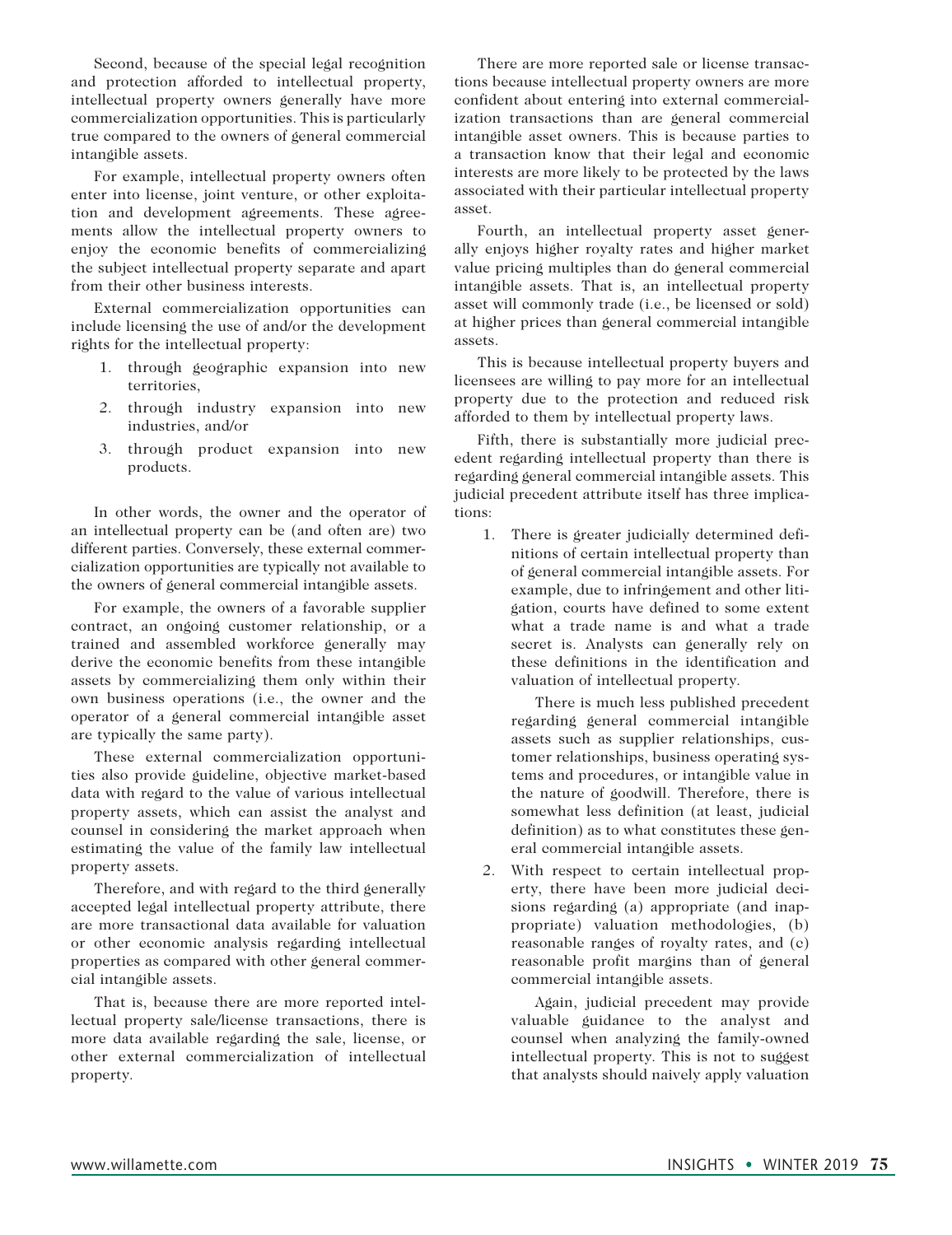Second, because of the special legal recognition and protection afforded to intellectual property, intellectual property owners generally have more commercialization opportunities. This is particularly true compared to the owners of general commercial intangible assets.

For example, intellectual property owners often enter into license, joint venture, or other exploitation and development agreements. These agreements allow the intellectual property owners to enjoy the economic benefits of commercializing the subject intellectual property separate and apart from their other business interests.

External commercialization opportunities can include licensing the use of and/or the development rights for the intellectual property:

1. through geographic expansion into new territories,
2. through industry expansion into new industries, and/or
3. through product expansion into new products.

In other words, the owner and the operator of an intellectual property can be (and often are) two different parties. Conversely, these external commercialization opportunities are typically not available to the owners of general commercial intangible assets.

For example, the owners of a favorable supplier contract, an ongoing customer relationship, or a trained and assembled workforce generally may derive the economic benefits from these intangible assets by commercializing them only within their own business operations (i.e., the owner and the operator of a general commercial intangible asset are typically the same party).

These external commercialization opportunities also provide guideline, objective market-based data with regard to the value of various intellectual property assets, which can assist the analyst and counsel in considering the market approach when estimating the value of the family law intellectual property assets.

Therefore, and with regard to the third generally accepted legal intellectual property attribute, there are more transactional data available for valuation or other economic analysis regarding intellectual properties as compared with other general commercial intangible assets.

That is, because there are more reported intellectual property sale/license transactions, there is more data available regarding the sale, license, or other external commercialization of intellectual property.

There are more reported sale or license transactions because intellectual property owners are more confident about entering into external commercialization transactions than are general commercial intangible asset owners. This is because parties to a transaction know that their legal and economic interests are more likely to be protected by the laws associated with their particular intellectual property asset.

Fourth, an intellectual property asset generally enjoys higher royalty rates and higher market value pricing multiples than do general commercial intangible assets. That is, an intellectual property asset will commonly trade (i.e., be licensed or sold) at higher prices than general commercial intangible assets.

This is because intellectual property buyers and licensees are willing to pay more for an intellectual property due to the protection and reduced risk afforded to them by intellectual property laws.

Fifth, there is substantially more judicial precedent regarding intellectual property than there is regarding general commercial intangible assets. This judicial precedent attribute itself has three implications:

1. There is greater judicially determined definitions of certain intellectual property than of general commercial intangible assets. For example, due to infringement and other litigation, courts have defined to some extent what a trade name is and what a trade secret is. Analysts can generally rely on these definitions in the identification and valuation of intellectual property.

   There is much less published precedent regarding general commercial intangible assets such as supplier relationships, customer relationships, business operating systems and procedures, or intangible value in the nature of goodwill. Therefore, there is somewhat less definition (at least, judicial definition) as to what constitutes these general commercial intangible assets.

2. With respect to certain intellectual property, there have been more judicial decisions regarding (a) appropriate (and inappropriate) valuation methodologies, (b) reasonable ranges of royalty rates, and (c) reasonable profit margins than of general commercial intangible assets.

   Again, judicial precedent may provide valuable guidance to the analyst and counsel when analyzing the family-owned intellectual property. This is not to suggest that analysts should naively apply valuation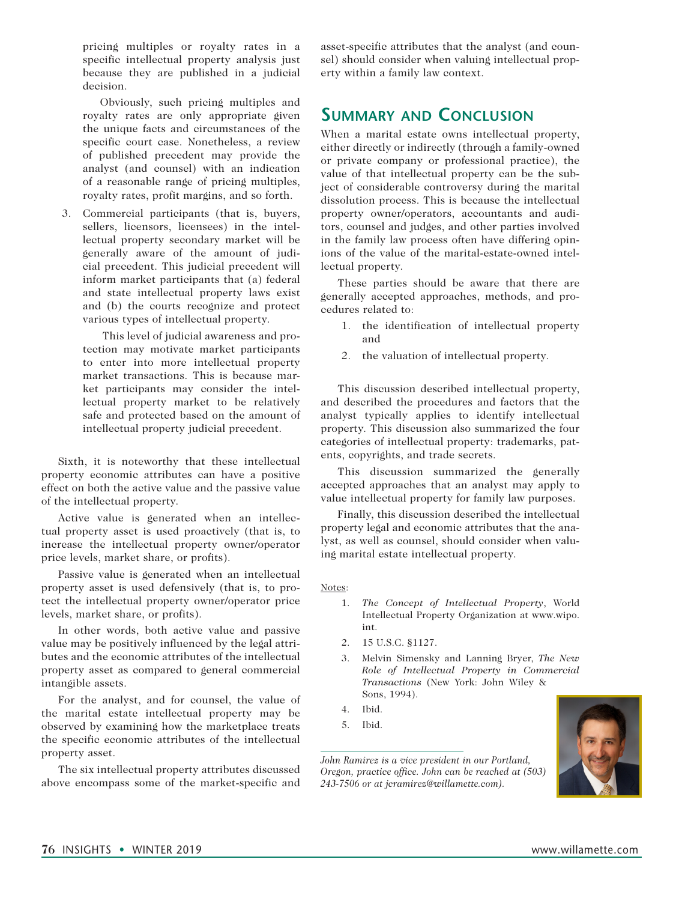pricing multiples or royalty rates in a specific intellectual property analysis just because they are published in a judicial decision.

Obviously, such pricing multiples and royalty rates are only appropriate given the unique facts and circumstances of the specific court case. Nonetheless, a review of published precedent may provide the analyst (and counsel) with an indication of a reasonable range of pricing multiples, royalty rates, profit margins, and so forth.

3. Commercial participants (that is, buyers, sellers, licensors, licensees) in the intellectual property secondary market will be generally aware of the amount of judicial precedent. This judicial precedent will inform market participants that (a) federal and state intellectual property laws exist and (b) the courts recognize and protect various types of intellectual property.

   This level of judicial awareness and protection may motivate market participants to enter into more intellectual property market transactions. This is because market participants may consider the intellectual property market to be relatively safe and protected based on the amount of intellectual property judicial precedent.

Sixth, it is noteworthy that these intellectual property economic attributes can have a positive effect on both the active value and the passive value of the intellectual property.

Active value is generated when an intellectual property asset is used proactively (that is, to increase the intellectual property owner/operator price levels, market share, or profits).

Passive value is generated when an intellectual property asset is used defensively (that is, to protect the intellectual property owner/operator price levels, market share, or profits).

In other words, both active value and passive value may be positively influenced by the legal attributes and the economic attributes of the intellectual property asset as compared to general commercial intangible assets.

For the analyst, and for counsel, the value of the marital estate intellectual property may be observed by examining how the marketplace treats the specific economic attributes of the intellectual property asset.

The six intellectual property attributes discussed above encompass some of the market-specific and asset-specific attributes that the analyst (and counsel) should consider when valuing intellectual property within a family law context.

## Summary and Conclusion

When a marital estate owns intellectual property, either directly or indirectly (through a family-owned or private company or professional practice), the value of that intellectual property can be the subject of considerable controversy during the marital dissolution process. This is because the intellectual property owner/operators, accountants and auditors, counsel and judges, and other parties involved in the family law process often have differing opinions of the value of the marital-estate-owned intellectual property.

These parties should be aware that there are generally accepted approaches, methods, and procedures related to:

1. the identification of intellectual property and
2. the valuation of intellectual property.

This discussion described intellectual property, and described the procedures and factors that the analyst typically applies to identify intellectual property. This discussion also summarized the four categories of intellectual property: trademarks, patents, copyrights, and trade secrets.

This discussion summarized the generally accepted approaches that an analyst may apply to value intellectual property for family law purposes.

Finally, this discussion described the intellectual property legal and economic attributes that the analyst, as well as counsel, should consider when valuing marital estate intellectual property.

Notes:

1. *The Concept of Intellectual Property*, World Intellectual Property Organization at www.wipo.int.
2. 15 U.S.C. §1127.
3. Melvin Simensky and Lanning Bryer, *The New Role of Intellectual Property in Commercial Transactions* (New York: John Wiley & Sons, 1994).
4. Ibid.
5. Ibid.

*John Ramirez is a vice president in our Portland, Oregon, practice office. John can be reached at (503) 243-7506 or at jcramirez@willamette.com).*